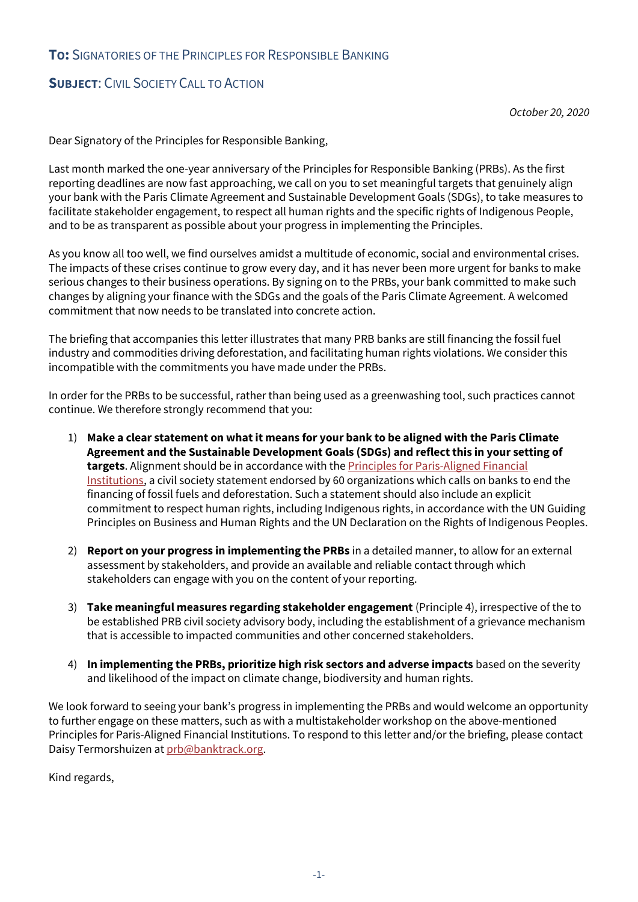**To:** Signatories of the Principles for Responsible Banking

**Subject**: Civil Society Call to Action

*October 20, 2020*

Dear Signatory of the Principles for Responsible Banking,

Last month marked the one-year anniversary of the Principles for Responsible Banking (PRBs). As the first reporting deadlines are now fast approaching, we call on you to set meaningful targets that genuinely align your bank with the Paris Climate Agreement and Sustainable Development Goals (SDGs), to take measures to facilitate stakeholder engagement, to respect all human rights and the specific rights of Indigenous People, and to be as transparent as possible about your progress in implementing the Principles.

As you know all too well, we find ourselves amidst a multitude of economic, social and environmental crises. The impacts of these crises continue to grow every day, and it has never been more urgent for banks to make serious changes to their business operations. By signing on to the PRBs, your bank committed to make such changes by aligning your finance with the SDGs and the goals of the Paris Climate Agreement. A welcomed commitment that now needs to be translated into concrete action.

The briefing that accompanies this letter illustrates that many PRB banks are still financing the fossil fuel industry and commodities driving deforestation, and facilitating human rights violations. We consider this incompatible with the commitments you have made under the PRBs.

In order for the PRBs to be successful, rather than being used as a greenwashing tool, such practices cannot continue. We therefore strongly recommend that you:

1) **Make a clear statement on what it means for your bank to be aligned with the Paris Climate Agreement and the Sustainable Development Goals (SDGs) and reflect this in your setting of targets**. Alignment should be in accordance with the Principles for Paris-Aligned Financial Institutions, a civil society statement endorsed by 60 organizations which calls on banks to end the financing of fossil fuels and deforestation. Such a statement should also include an explicit commitment to respect human rights, including Indigenous rights, in accordance with the UN Guiding Principles on Business and Human Rights and the UN Declaration on the Rights of Indigenous Peoples.

2) **Report on your progress in implementing the PRBs** in a detailed manner, to allow for an external assessment by stakeholders, and provide an available and reliable contact through which stakeholders can engage with you on the content of your reporting.

3) **Take meaningful measures regarding stakeholder engagement** (Principle 4), irrespective of the to be established PRB civil society advisory body, including the establishment of a grievance mechanism that is accessible to impacted communities and other concerned stakeholders.

4) **In implementing the PRBs, prioritize high risk sectors and adverse impacts** based on the severity and likelihood of the impact on climate change, biodiversity and human rights.

We look forward to seeing your bank's progress in implementing the PRBs and would welcome an opportunity to further engage on these matters, such as with a multistakeholder workshop on the above-mentioned Principles for Paris-Aligned Financial Institutions. To respond to this letter and/or the briefing, please contact Daisy Termorshuizen at prb@banktrack.org.

Kind regards,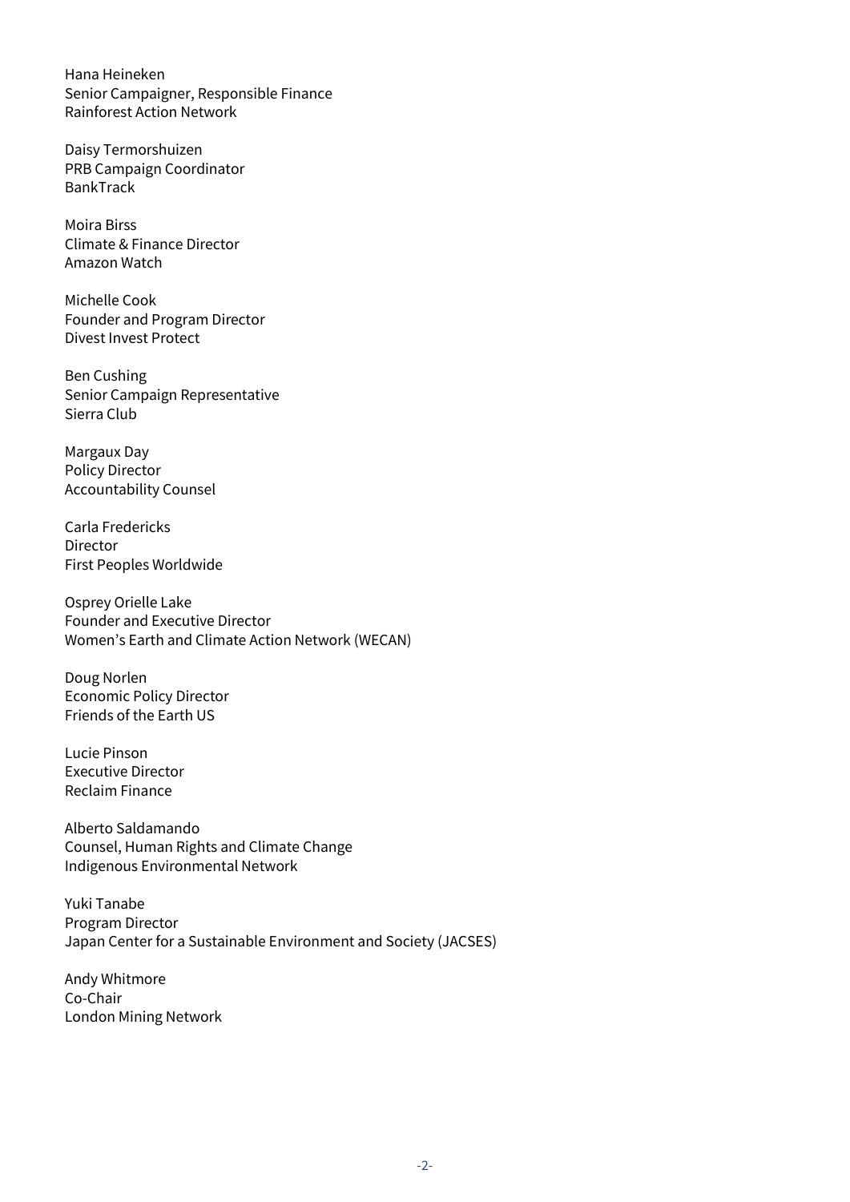Hana Heineken
Senior Campaigner, Responsible Finance
Rainforest Action Network

Daisy Termorshuizen
PRB Campaign Coordinator
BankTrack

Moira Birss
Climate & Finance Director
Amazon Watch

Michelle Cook
Founder and Program Director
Divest Invest Protect

Ben Cushing
Senior Campaign Representative
Sierra Club

Margaux Day
Policy Director
Accountability Counsel

Carla Fredericks
Director
First Peoples Worldwide

Osprey Orielle Lake
Founder and Executive Director
Women's Earth and Climate Action Network (WECAN)

Doug Norlen
Economic Policy Director
Friends of the Earth US

Lucie Pinson
Executive Director
Reclaim Finance

Alberto Saldamando
Counsel, Human Rights and Climate Change
Indigenous Environmental Network

Yuki Tanabe
Program Director
Japan Center for a Sustainable Environment and Society (JACSES)

Andy Whitmore
Co-Chair
London Mining Network